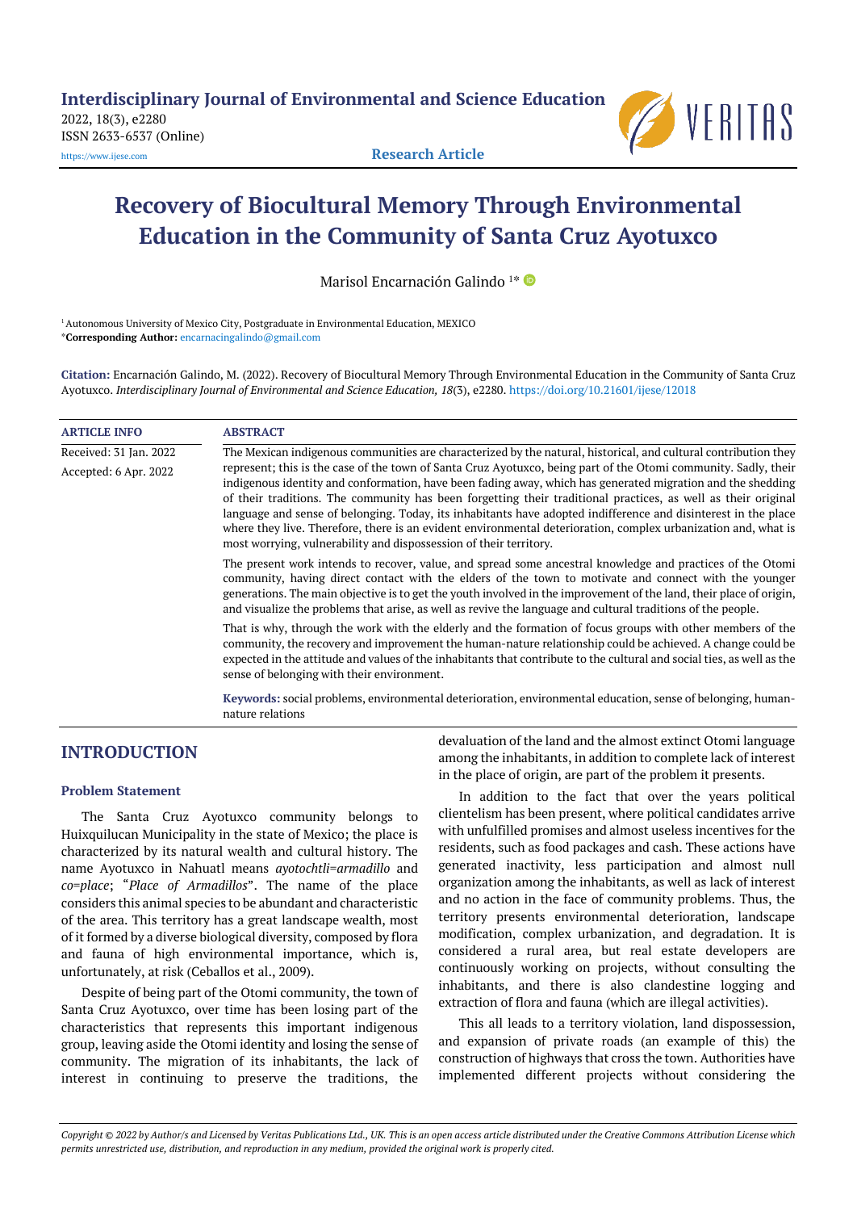Interdisciplinary Journal of Environmental and Science Education
2022, 18(3), e2280
ISSN 2633-6537 (Online)
https://www.ijese.com

**Research Article**

# Recovery of Biocultural Memory Through Environmental Education in the Community of Santa Cruz Ayotuxco

Marisol Encarnación Galindo [1*]

[1] Autonomous University of Mexico City, Postgraduate in Environmental Education, MEXICO
***Corresponding Author:** encarnacingalindo@gmail.com

**Citation:** Encarnación Galindo, M. (2022). Recovery of Biocultural Memory Through Environmental Education in the Community of Santa Cruz Ayotuxco. *Interdisciplinary Journal of Environmental and Science Education, 18*(3), e2280. https://doi.org/10.21601/ijese/12018

**ARTICLE INFO**

Received: 31 Jan. 2022

Accepted: 6 Apr. 2022

**ABSTRACT**

The Mexican indigenous communities are characterized by the natural, historical, and cultural contribution they represent; this is the case of the town of Santa Cruz Ayotuxco, being part of the Otomi community. Sadly, their indigenous identity and conformation, have been fading away, which has generated migration and the shedding of their traditions. The community has been forgetting their traditional practices, as well as their original language and sense of belonging. Today, its inhabitants have adopted indifference and disinterest in the place where they live. Therefore, there is an evident environmental deterioration, complex urbanization and, what is most worrying, vulnerability and dispossession of their territory.

The present work intends to recover, value, and spread some ancestral knowledge and practices of the Otomi community, having direct contact with the elders of the town to motivate and connect with the younger generations. The main objective is to get the youth involved in the improvement of the land, their place of origin, and visualize the problems that arise, as well as revive the language and cultural traditions of the people.

That is why, through the work with the elderly and the formation of focus groups with other members of the community, the recovery and improvement the human-nature relationship could be achieved. A change could be expected in the attitude and values of the inhabitants that contribute to the cultural and social ties, as well as the sense of belonging with their environment.

**Keywords:** social problems, environmental deterioration, environmental education, sense of belonging, human-nature relations

## INTRODUCTION

### Problem Statement

The Santa Cruz Ayotuxco community belongs to Huixquilucan Municipality in the state of Mexico; the place is characterized by its natural wealth and cultural history. The name Ayotuxco in Nahuatl means *ayotochtli=armadillo* and *co=place*; "*Place of Armadillos*". The name of the place considers this animal species to be abundant and characteristic of the area. This territory has a great landscape wealth, most of it formed by a diverse biological diversity, composed by flora and fauna of high environmental importance, which is, unfortunately, at risk (Ceballos et al., 2009).

Despite of being part of the Otomi community, the town of Santa Cruz Ayotuxco, over time has been losing part of the characteristics that represents this important indigenous group, leaving aside the Otomi identity and losing the sense of community. The migration of its inhabitants, the lack of interest in continuing to preserve the traditions, the devaluation of the land and the almost extinct Otomi language among the inhabitants, in addition to complete lack of interest in the place of origin, are part of the problem it presents.

In addition to the fact that over the years political clientelism has been present, where political candidates arrive with unfulfilled promises and almost useless incentives for the residents, such as food packages and cash. These actions have generated inactivity, less participation and almost null organization among the inhabitants, as well as lack of interest and no action in the face of community problems. Thus, the territory presents environmental deterioration, landscape modification, complex urbanization, and degradation. It is considered a rural area, but real estate developers are continuously working on projects, without consulting the inhabitants, and there is also clandestine logging and extraction of flora and fauna (which are illegal activities).

This all leads to a territory violation, land dispossession, and expansion of private roads (an example of this) the construction of highways that cross the town. Authorities have implemented different projects without considering the

*Copyright © 2022 by Author/s and Licensed by Veritas Publications Ltd., UK. This is an open access article distributed under the Creative Commons Attribution License which permits unrestricted use, distribution, and reproduction in any medium, provided the original work is properly cited.*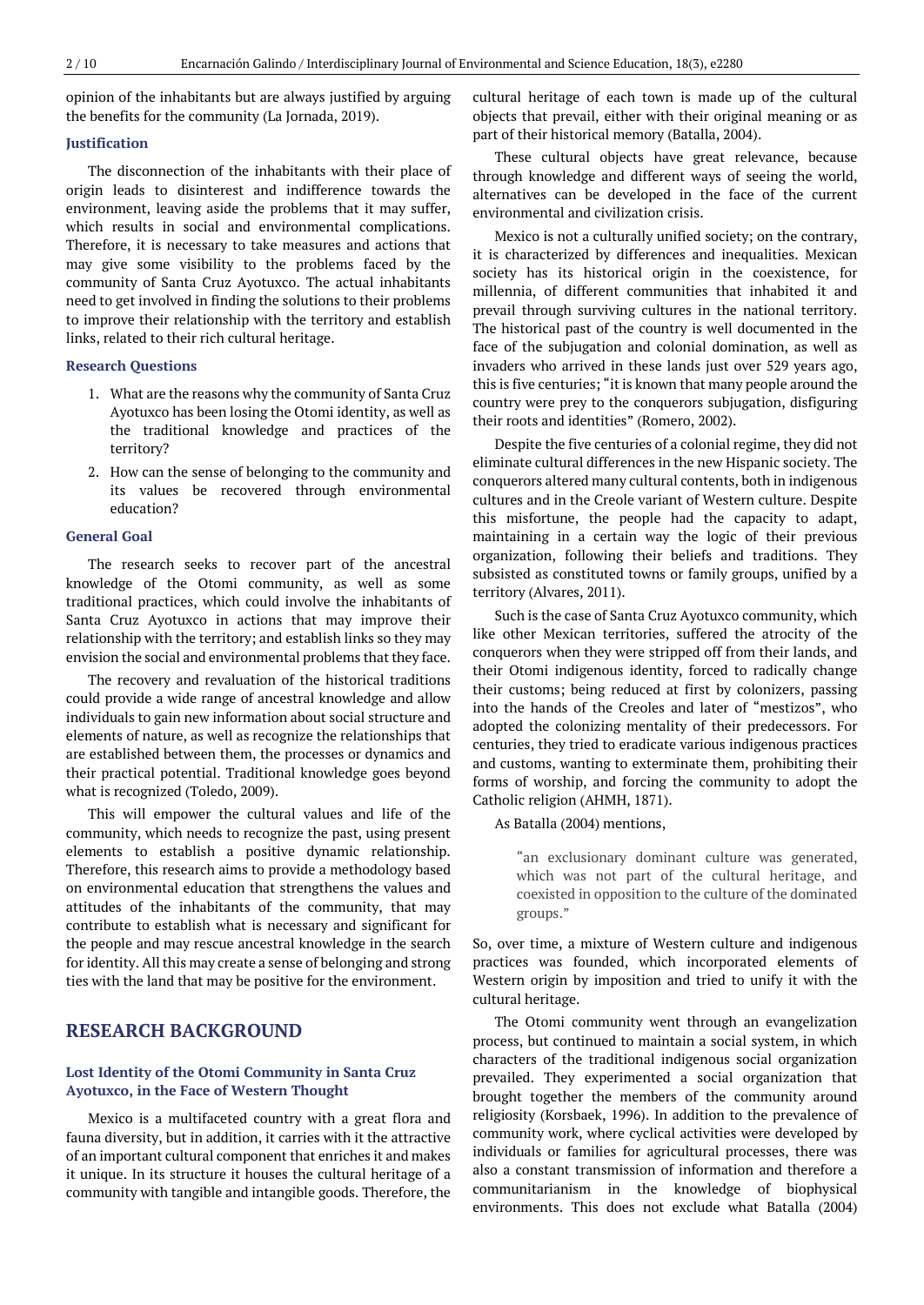opinion of the inhabitants but are always justified by arguing the benefits for the community (La Jornada, 2019).

### Justification

The disconnection of the inhabitants with their place of origin leads to disinterest and indifference towards the environment, leaving aside the problems that it may suffer, which results in social and environmental complications. Therefore, it is necessary to take measures and actions that may give some visibility to the problems faced by the community of Santa Cruz Ayotuxco. The actual inhabitants need to get involved in finding the solutions to their problems to improve their relationship with the territory and establish links, related to their rich cultural heritage.

### Research Questions

1. What are the reasons why the community of Santa Cruz Ayotuxco has been losing the Otomi identity, as well as the traditional knowledge and practices of the territory?
2. How can the sense of belonging to the community and its values be recovered through environmental education?

### General Goal

The research seeks to recover part of the ancestral knowledge of the Otomi community, as well as some traditional practices, which could involve the inhabitants of Santa Cruz Ayotuxco in actions that may improve their relationship with the territory; and establish links so they may envision the social and environmental problems that they face.

The recovery and revaluation of the historical traditions could provide a wide range of ancestral knowledge and allow individuals to gain new information about social structure and elements of nature, as well as recognize the relationships that are established between them, the processes or dynamics and their practical potential. Traditional knowledge goes beyond what is recognized (Toledo, 2009).

This will empower the cultural values and life of the community, which needs to recognize the past, using present elements to establish a positive dynamic relationship. Therefore, this research aims to provide a methodology based on environmental education that strengthens the values and attitudes of the inhabitants of the community, that may contribute to establish what is necessary and significant for the people and may rescue ancestral knowledge in the search for identity. All this may create a sense of belonging and strong ties with the land that may be positive for the environment.

## RESEARCH BACKGROUND

### Lost Identity of the Otomi Community in Santa Cruz Ayotuxco, in the Face of Western Thought

Mexico is a multifaceted country with a great flora and fauna diversity, but in addition, it carries with it the attractive of an important cultural component that enriches it and makes it unique. In its structure it houses the cultural heritage of a community with tangible and intangible goods. Therefore, the cultural heritage of each town is made up of the cultural objects that prevail, either with their original meaning or as part of their historical memory (Batalla, 2004).

These cultural objects have great relevance, because through knowledge and different ways of seeing the world, alternatives can be developed in the face of the current environmental and civilization crisis.

Mexico is not a culturally unified society; on the contrary, it is characterized by differences and inequalities. Mexican society has its historical origin in the coexistence, for millennia, of different communities that inhabited it and prevail through surviving cultures in the national territory. The historical past of the country is well documented in the face of the subjugation and colonial domination, as well as invaders who arrived in these lands just over 529 years ago, this is five centuries; "it is known that many people around the country were prey to the conquerors subjugation, disfiguring their roots and identities" (Romero, 2002).

Despite the five centuries of a colonial regime, they did not eliminate cultural differences in the new Hispanic society. The conquerors altered many cultural contents, both in indigenous cultures and in the Creole variant of Western culture. Despite this misfortune, the people had the capacity to adapt, maintaining in a certain way the logic of their previous organization, following their beliefs and traditions. They subsisted as constituted towns or family groups, unified by a territory (Alvares, 2011).

Such is the case of Santa Cruz Ayotuxco community, which like other Mexican territories, suffered the atrocity of the conquerors when they were stripped off from their lands, and their Otomi indigenous identity, forced to radically change their customs; being reduced at first by colonizers, passing into the hands of the Creoles and later of "mestizos", who adopted the colonizing mentality of their predecessors. For centuries, they tried to eradicate various indigenous practices and customs, wanting to exterminate them, prohibiting their forms of worship, and forcing the community to adopt the Catholic religion (AHMH, 1871).

As Batalla (2004) mentions,

> "an exclusionary dominant culture was generated, which was not part of the cultural heritage, and coexisted in opposition to the culture of the dominated groups."

So, over time, a mixture of Western culture and indigenous practices was founded, which incorporated elements of Western origin by imposition and tried to unify it with the cultural heritage.

The Otomi community went through an evangelization process, but continued to maintain a social system, in which characters of the traditional indigenous social organization prevailed. They experimented a social organization that brought together the members of the community around religiosity (Korsbaek, 1996). In addition to the prevalence of community work, where cyclical activities were developed by individuals or families for agricultural processes, there was also a constant transmission of information and therefore a communitarianism in the knowledge of biophysical environments. This does not exclude what Batalla (2004)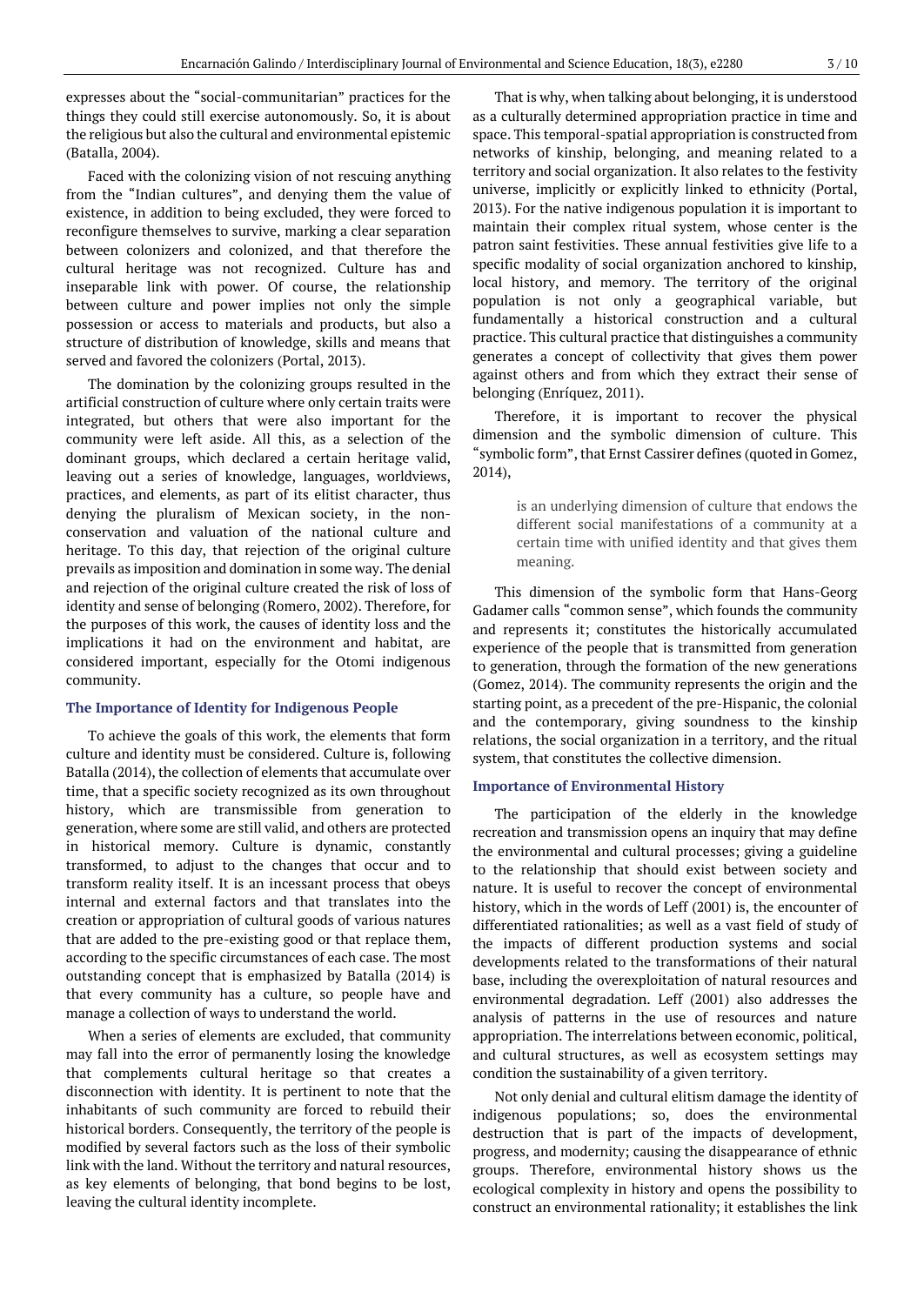expresses about the "social-communitarian" practices for the things they could still exercise autonomously. So, it is about the religious but also the cultural and environmental epistemic (Batalla, 2004).

Faced with the colonizing vision of not rescuing anything from the "Indian cultures", and denying them the value of existence, in addition to being excluded, they were forced to reconfigure themselves to survive, marking a clear separation between colonizers and colonized, and that therefore the cultural heritage was not recognized. Culture has and inseparable link with power. Of course, the relationship between culture and power implies not only the simple possession or access to materials and products, but also a structure of distribution of knowledge, skills and means that served and favored the colonizers (Portal, 2013).

The domination by the colonizing groups resulted in the artificial construction of culture where only certain traits were integrated, but others that were also important for the community were left aside. All this, as a selection of the dominant groups, which declared a certain heritage valid, leaving out a series of knowledge, languages, worldviews, practices, and elements, as part of its elitist character, thus denying the pluralism of Mexican society, in the non-conservation and valuation of the national culture and heritage. To this day, that rejection of the original culture prevails as imposition and domination in some way. The denial and rejection of the original culture created the risk of loss of identity and sense of belonging (Romero, 2002). Therefore, for the purposes of this work, the causes of identity loss and the implications it had on the environment and habitat, are considered important, especially for the Otomi indigenous community.

### The Importance of Identity for Indigenous People

To achieve the goals of this work, the elements that form culture and identity must be considered. Culture is, following Batalla (2014), the collection of elements that accumulate over time, that a specific society recognized as its own throughout history, which are transmissible from generation to generation, where some are still valid, and others are protected in historical memory. Culture is dynamic, constantly transformed, to adjust to the changes that occur and to transform reality itself. It is an incessant process that obeys internal and external factors and that translates into the creation or appropriation of cultural goods of various natures that are added to the pre-existing good or that replace them, according to the specific circumstances of each case. The most outstanding concept that is emphasized by Batalla (2014) is that every community has a culture, so people have and manage a collection of ways to understand the world.

When a series of elements are excluded, that community may fall into the error of permanently losing the knowledge that complements cultural heritage so that creates a disconnection with identity. It is pertinent to note that the inhabitants of such community are forced to rebuild their historical borders. Consequently, the territory of the people is modified by several factors such as the loss of their symbolic link with the land. Without the territory and natural resources, as key elements of belonging, that bond begins to be lost, leaving the cultural identity incomplete.

That is why, when talking about belonging, it is understood as a culturally determined appropriation practice in time and space. This temporal-spatial appropriation is constructed from networks of kinship, belonging, and meaning related to a territory and social organization. It also relates to the festivity universe, implicitly or explicitly linked to ethnicity (Portal, 2013). For the native indigenous population it is important to maintain their complex ritual system, whose center is the patron saint festivities. These annual festivities give life to a specific modality of social organization anchored to kinship, local history, and memory. The territory of the original population is not only a geographical variable, but fundamentally a historical construction and a cultural practice. This cultural practice that distinguishes a community generates a concept of collectivity that gives them power against others and from which they extract their sense of belonging (Enríquez, 2011).

Therefore, it is important to recover the physical dimension and the symbolic dimension of culture. This "symbolic form", that Ernst Cassirer defines (quoted in Gomez, 2014),

> is an underlying dimension of culture that endows the different social manifestations of a community at a certain time with unified identity and that gives them meaning.

This dimension of the symbolic form that Hans-Georg Gadamer calls "common sense", which founds the community and represents it; constitutes the historically accumulated experience of the people that is transmitted from generation to generation, through the formation of the new generations (Gomez, 2014). The community represents the origin and the starting point, as a precedent of the pre-Hispanic, the colonial and the contemporary, giving soundness to the kinship relations, the social organization in a territory, and the ritual system, that constitutes the collective dimension.

### Importance of Environmental History

The participation of the elderly in the knowledge recreation and transmission opens an inquiry that may define the environmental and cultural processes; giving a guideline to the relationship that should exist between society and nature. It is useful to recover the concept of environmental history, which in the words of Leff (2001) is, the encounter of differentiated rationalities; as well as a vast field of study of the impacts of different production systems and social developments related to the transformations of their natural base, including the overexploitation of natural resources and environmental degradation. Leff (2001) also addresses the analysis of patterns in the use of resources and nature appropriation. The interrelations between economic, political, and cultural structures, as well as ecosystem settings may condition the sustainability of a given territory.

Not only denial and cultural elitism damage the identity of indigenous populations; so, does the environmental destruction that is part of the impacts of development, progress, and modernity; causing the disappearance of ethnic groups. Therefore, environmental history shows us the ecological complexity in history and opens the possibility to construct an environmental rationality; it establishes the link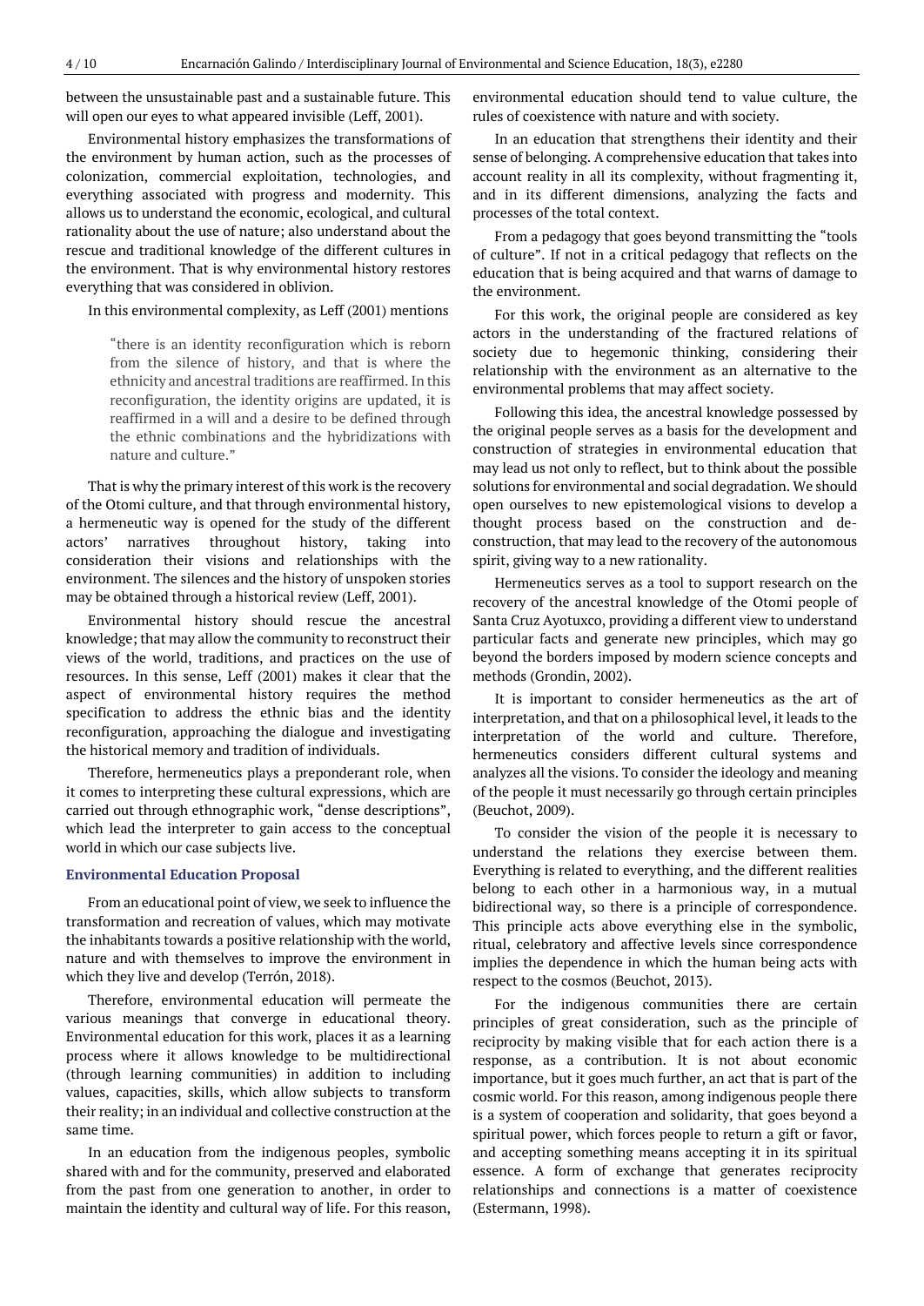between the unsustainable past and a sustainable future. This will open our eyes to what appeared invisible (Leff, 2001).

Environmental history emphasizes the transformations of the environment by human action, such as the processes of colonization, commercial exploitation, technologies, and everything associated with progress and modernity. This allows us to understand the economic, ecological, and cultural rationality about the use of nature; also understand about the rescue and traditional knowledge of the different cultures in the environment. That is why environmental history restores everything that was considered in oblivion.

In this environmental complexity, as Leff (2001) mentions

> "there is an identity reconfiguration which is reborn from the silence of history, and that is where the ethnicity and ancestral traditions are reaffirmed. In this reconfiguration, the identity origins are updated, it is reaffirmed in a will and a desire to be defined through the ethnic combinations and the hybridizations with nature and culture."

That is why the primary interest of this work is the recovery of the Otomi culture, and that through environmental history, a hermeneutic way is opened for the study of the different actors' narratives throughout history, taking into consideration their visions and relationships with the environment. The silences and the history of unspoken stories may be obtained through a historical review (Leff, 2001).

Environmental history should rescue the ancestral knowledge; that may allow the community to reconstruct their views of the world, traditions, and practices on the use of resources. In this sense, Leff (2001) makes it clear that the aspect of environmental history requires the method specification to address the ethnic bias and the identity reconfiguration, approaching the dialogue and investigating the historical memory and tradition of individuals.

Therefore, hermeneutics plays a preponderant role, when it comes to interpreting these cultural expressions, which are carried out through ethnographic work, "dense descriptions", which lead the interpreter to gain access to the conceptual world in which our case subjects live.

### Environmental Education Proposal

From an educational point of view, we seek to influence the transformation and recreation of values, which may motivate the inhabitants towards a positive relationship with the world, nature and with themselves to improve the environment in which they live and develop (Terrón, 2018).

Therefore, environmental education will permeate the various meanings that converge in educational theory. Environmental education for this work, places it as a learning process where it allows knowledge to be multidirectional (through learning communities) in addition to including values, capacities, skills, which allow subjects to transform their reality; in an individual and collective construction at the same time.

In an education from the indigenous peoples, symbolic shared with and for the community, preserved and elaborated from the past from one generation to another, in order to maintain the identity and cultural way of life. For this reason, environmental education should tend to value culture, the rules of coexistence with nature and with society.

In an education that strengthens their identity and their sense of belonging. A comprehensive education that takes into account reality in all its complexity, without fragmenting it, and in its different dimensions, analyzing the facts and processes of the total context.

From a pedagogy that goes beyond transmitting the "tools of culture". If not in a critical pedagogy that reflects on the education that is being acquired and that warns of damage to the environment.

For this work, the original people are considered as key actors in the understanding of the fractured relations of society due to hegemonic thinking, considering their relationship with the environment as an alternative to the environmental problems that may affect society.

Following this idea, the ancestral knowledge possessed by the original people serves as a basis for the development and construction of strategies in environmental education that may lead us not only to reflect, but to think about the possible solutions for environmental and social degradation. We should open ourselves to new epistemological visions to develop a thought process based on the construction and de-construction, that may lead to the recovery of the autonomous spirit, giving way to a new rationality.

Hermeneutics serves as a tool to support research on the recovery of the ancestral knowledge of the Otomi people of Santa Cruz Ayotuxco, providing a different view to understand particular facts and generate new principles, which may go beyond the borders imposed by modern science concepts and methods (Grondin, 2002).

It is important to consider hermeneutics as the art of interpretation, and that on a philosophical level, it leads to the interpretation of the world and culture. Therefore, hermeneutics considers different cultural systems and analyzes all the visions. To consider the ideology and meaning of the people it must necessarily go through certain principles (Beuchot, 2009).

To consider the vision of the people it is necessary to understand the relations they exercise between them. Everything is related to everything, and the different realities belong to each other in a harmonious way, in a mutual bidirectional way, so there is a principle of correspondence. This principle acts above everything else in the symbolic, ritual, celebratory and affective levels since correspondence implies the dependence in which the human being acts with respect to the cosmos (Beuchot, 2013).

For the indigenous communities there are certain principles of great consideration, such as the principle of reciprocity by making visible that for each action there is a response, as a contribution. It is not about economic importance, but it goes much further, an act that is part of the cosmic world. For this reason, among indigenous people there is a system of cooperation and solidarity, that goes beyond a spiritual power, which forces people to return a gift or favor, and accepting something means accepting it in its spiritual essence. A form of exchange that generates reciprocity relationships and connections is a matter of coexistence (Estermann, 1998).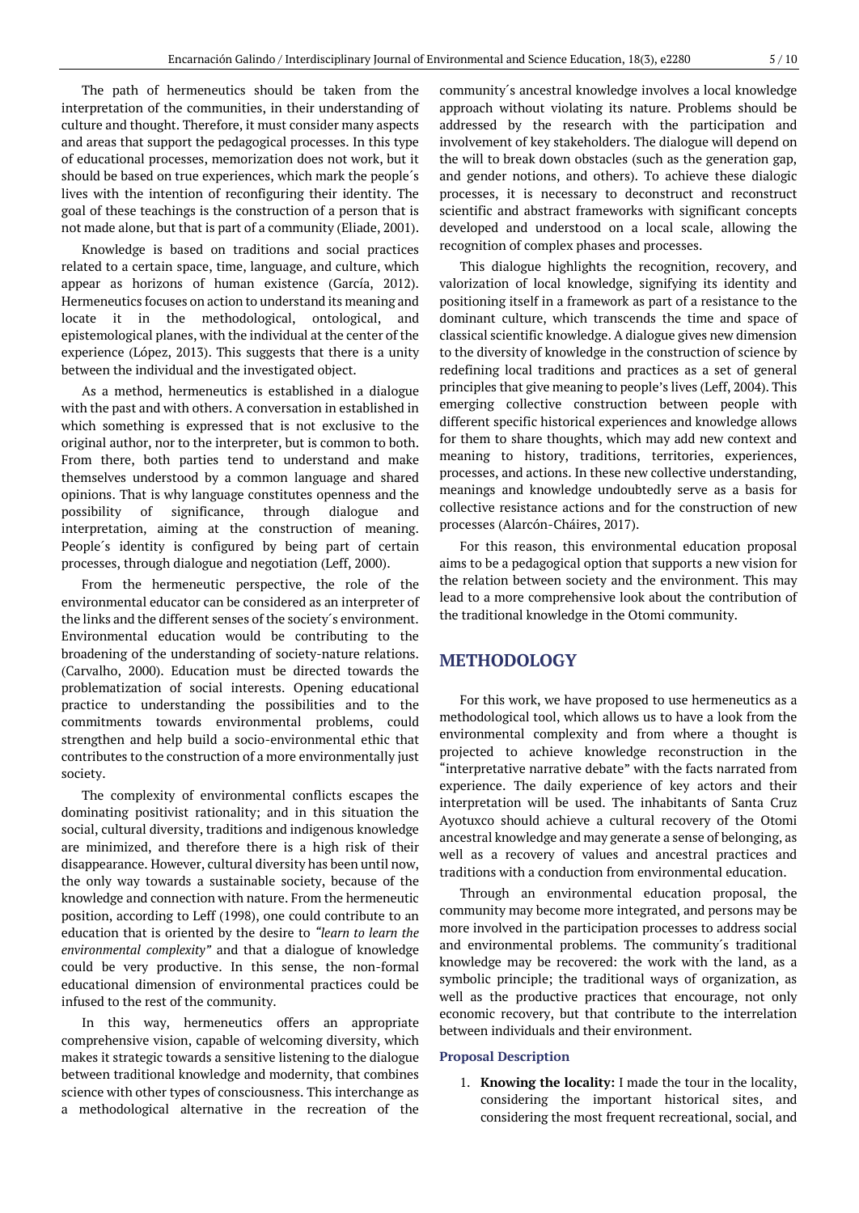The path of hermeneutics should be taken from the interpretation of the communities, in their understanding of culture and thought. Therefore, it must consider many aspects and areas that support the pedagogical processes. In this type of educational processes, memorization does not work, but it should be based on true experiences, which mark the people´s lives with the intention of reconfiguring their identity. The goal of these teachings is the construction of a person that is not made alone, but that is part of a community (Eliade, 2001).

Knowledge is based on traditions and social practices related to a certain space, time, language, and culture, which appear as horizons of human existence (García, 2012). Hermeneutics focuses on action to understand its meaning and locate it in the methodological, ontological, and epistemological planes, with the individual at the center of the experience (López, 2013). This suggests that there is a unity between the individual and the investigated object.

As a method, hermeneutics is established in a dialogue with the past and with others. A conversation in established in which something is expressed that is not exclusive to the original author, nor to the interpreter, but is common to both. From there, both parties tend to understand and make themselves understood by a common language and shared opinions. That is why language constitutes openness and the possibility of significance, through dialogue and interpretation, aiming at the construction of meaning. People´s identity is configured by being part of certain processes, through dialogue and negotiation (Leff, 2000).

From the hermeneutic perspective, the role of the environmental educator can be considered as an interpreter of the links and the different senses of the society´s environment. Environmental education would be contributing to the broadening of the understanding of society-nature relations. (Carvalho, 2000). Education must be directed towards the problematization of social interests. Opening educational practice to understanding the possibilities and to the commitments towards environmental problems, could strengthen and help build a socio-environmental ethic that contributes to the construction of a more environmentally just society.

The complexity of environmental conflicts escapes the dominating positivist rationality; and in this situation the social, cultural diversity, traditions and indigenous knowledge are minimized, and therefore there is a high risk of their disappearance. However, cultural diversity has been until now, the only way towards a sustainable society, because of the knowledge and connection with nature. From the hermeneutic position, according to Leff (1998), one could contribute to an education that is oriented by the desire to *"learn to learn the environmental complexity"* and that a dialogue of knowledge could be very productive. In this sense, the non-formal educational dimension of environmental practices could be infused to the rest of the community.

In this way, hermeneutics offers an appropriate comprehensive vision, capable of welcoming diversity, which makes it strategic towards a sensitive listening to the dialogue between traditional knowledge and modernity, that combines science with other types of consciousness. This interchange as a methodological alternative in the recreation of the community´s ancestral knowledge involves a local knowledge approach without violating its nature. Problems should be addressed by the research with the participation and involvement of key stakeholders. The dialogue will depend on the will to break down obstacles (such as the generation gap, and gender notions, and others). To achieve these dialogic processes, it is necessary to deconstruct and reconstruct scientific and abstract frameworks with significant concepts developed and understood on a local scale, allowing the recognition of complex phases and processes.

This dialogue highlights the recognition, recovery, and valorization of local knowledge, signifying its identity and positioning itself in a framework as part of a resistance to the dominant culture, which transcends the time and space of classical scientific knowledge. A dialogue gives new dimension to the diversity of knowledge in the construction of science by redefining local traditions and practices as a set of general principles that give meaning to people's lives (Leff, 2004). This emerging collective construction between people with different specific historical experiences and knowledge allows for them to share thoughts, which may add new context and meaning to history, traditions, territories, experiences, processes, and actions. In these new collective understanding, meanings and knowledge undoubtedly serve as a basis for collective resistance actions and for the construction of new processes (Alarcón-Cháires, 2017).

For this reason, this environmental education proposal aims to be a pedagogical option that supports a new vision for the relation between society and the environment. This may lead to a more comprehensive look about the contribution of the traditional knowledge in the Otomi community.

## METHODOLOGY

For this work, we have proposed to use hermeneutics as a methodological tool, which allows us to have a look from the environmental complexity and from where a thought is projected to achieve knowledge reconstruction in the "interpretative narrative debate" with the facts narrated from experience. The daily experience of key actors and their interpretation will be used. The inhabitants of Santa Cruz Ayotuxco should achieve a cultural recovery of the Otomi ancestral knowledge and may generate a sense of belonging, as well as a recovery of values and ancestral practices and traditions with a conduction from environmental education.

Through an environmental education proposal, the community may become more integrated, and persons may be more involved in the participation processes to address social and environmental problems. The community´s traditional knowledge may be recovered: the work with the land, as a symbolic principle; the traditional ways of organization, as well as the productive practices that encourage, not only economic recovery, but that contribute to the interrelation between individuals and their environment.

### Proposal Description

1. **Knowing the locality:** I made the tour in the locality, considering the important historical sites, and considering the most frequent recreational, social, and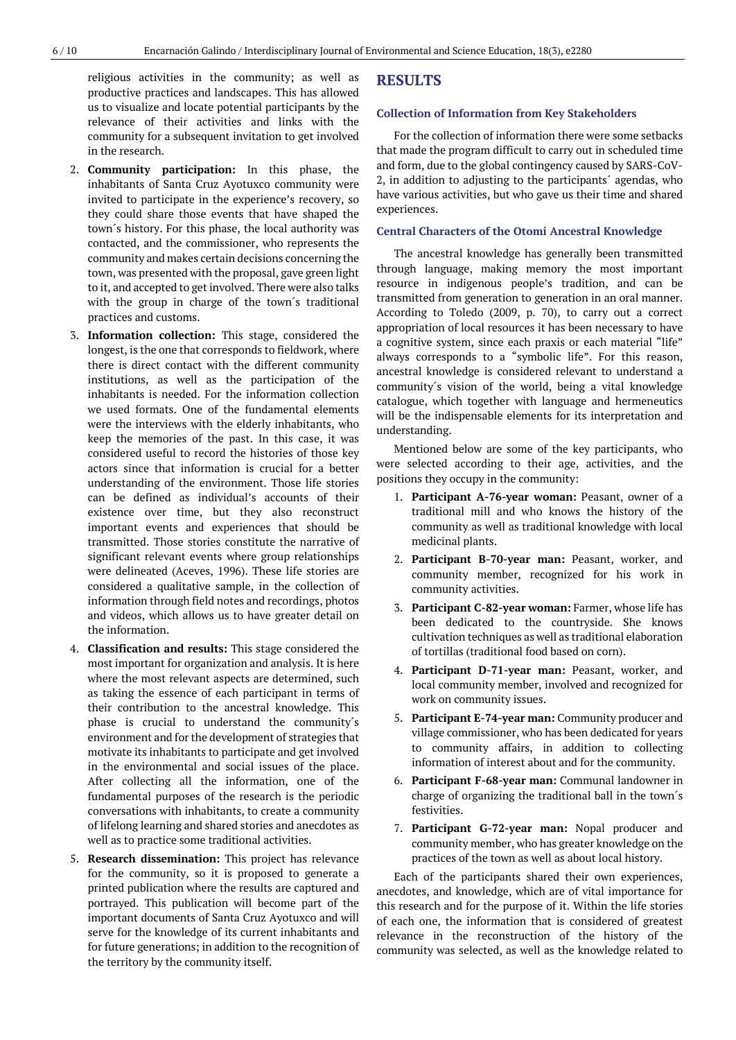religious activities in the community; as well as productive practices and landscapes. This has allowed us to visualize and locate potential participants by the relevance of their activities and links with the community for a subsequent invitation to get involved in the research.

2. **Community participation:** In this phase, the inhabitants of Santa Cruz Ayotuxco community were invited to participate in the experience's recovery, so they could share those events that have shaped the town´s history. For this phase, the local authority was contacted, and the commissioner, who represents the community and makes certain decisions concerning the town, was presented with the proposal, gave green light to it, and accepted to get involved. There were also talks with the group in charge of the town´s traditional practices and customs.
3. **Information collection:** This stage, considered the longest, is the one that corresponds to fieldwork, where there is direct contact with the different community institutions, as well as the participation of the inhabitants is needed. For the information collection we used formats. One of the fundamental elements were the interviews with the elderly inhabitants, who keep the memories of the past. In this case, it was considered useful to record the histories of those key actors since that information is crucial for a better understanding of the environment. Those life stories can be defined as individual's accounts of their existence over time, but they also reconstruct important events and experiences that should be transmitted. Those stories constitute the narrative of significant relevant events where group relationships were delineated (Aceves, 1996). These life stories are considered a qualitative sample, in the collection of information through field notes and recordings, photos and videos, which allows us to have greater detail on the information.
4. **Classification and results:** This stage considered the most important for organization and analysis. It is here where the most relevant aspects are determined, such as taking the essence of each participant in terms of their contribution to the ancestral knowledge. This phase is crucial to understand the community´s environment and for the development of strategies that motivate its inhabitants to participate and get involved in the environmental and social issues of the place. After collecting all the information, one of the fundamental purposes of the research is the periodic conversations with inhabitants, to create a community of lifelong learning and shared stories and anecdotes as well as to practice some traditional activities.
5. **Research dissemination:** This project has relevance for the community, so it is proposed to generate a printed publication where the results are captured and portrayed. This publication will become part of the important documents of Santa Cruz Ayotuxco and will serve for the knowledge of its current inhabitants and for future generations; in addition to the recognition of the territory by the community itself.

## RESULTS

### Collection of Information from Key Stakeholders

For the collection of information there were some setbacks that made the program difficult to carry out in scheduled time and form, due to the global contingency caused by SARS-CoV-2, in addition to adjusting to the participants´ agendas, who have various activities, but who gave us their time and shared experiences.

### Central Characters of the Otomi Ancestral Knowledge

The ancestral knowledge has generally been transmitted through language, making memory the most important resource in indigenous people's tradition, and can be transmitted from generation to generation in an oral manner. According to Toledo (2009, p. 70), to carry out a correct appropriation of local resources it has been necessary to have a cognitive system, since each praxis or each material "life" always corresponds to a "symbolic life". For this reason, ancestral knowledge is considered relevant to understand a community´s vision of the world, being a vital knowledge catalogue, which together with language and hermeneutics will be the indispensable elements for its interpretation and understanding.

Mentioned below are some of the key participants, who were selected according to their age, activities, and the positions they occupy in the community:

1. **Participant A-76-year woman:** Peasant, owner of a traditional mill and who knows the history of the community as well as traditional knowledge with local medicinal plants.
2. **Participant B-70-year man:** Peasant, worker, and community member, recognized for his work in community activities.
3. **Participant C-82-year woman:** Farmer, whose life has been dedicated to the countryside. She knows cultivation techniques as well as traditional elaboration of tortillas (traditional food based on corn).
4. **Participant D-71-year man:** Peasant, worker, and local community member, involved and recognized for work on community issues.
5. **Participant E-74-year man:** Community producer and village commissioner, who has been dedicated for years to community affairs, in addition to collecting information of interest about and for the community.
6. **Participant F-68-year man:** Communal landowner in charge of organizing the traditional ball in the town´s festivities.
7. **Participant G-72-year man:** Nopal producer and community member, who has greater knowledge on the practices of the town as well as about local history.

Each of the participants shared their own experiences, anecdotes, and knowledge, which are of vital importance for this research and for the purpose of it. Within the life stories of each one, the information that is considered of greatest relevance in the reconstruction of the history of the community was selected, as well as the knowledge related to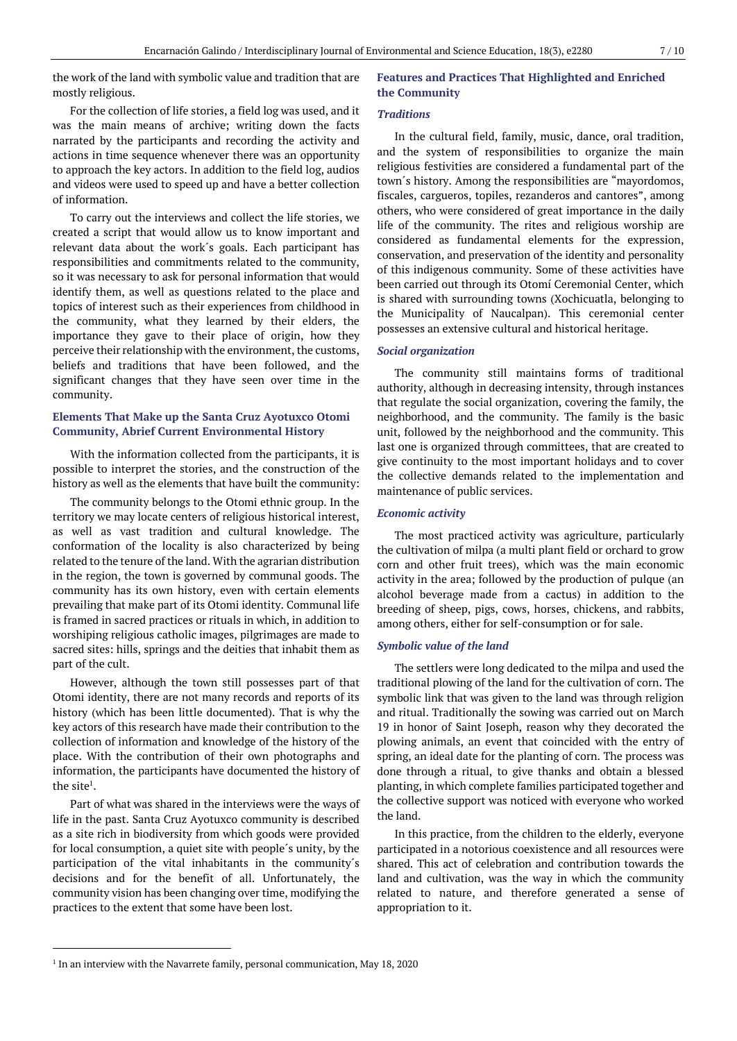the work of the land with symbolic value and tradition that are mostly religious.

For the collection of life stories, a field log was used, and it was the main means of archive; writing down the facts narrated by the participants and recording the activity and actions in time sequence whenever there was an opportunity to approach the key actors. In addition to the field log, audios and videos were used to speed up and have a better collection of information.

To carry out the interviews and collect the life stories, we created a script that would allow us to know important and relevant data about the work´s goals. Each participant has responsibilities and commitments related to the community, so it was necessary to ask for personal information that would identify them, as well as questions related to the place and topics of interest such as their experiences from childhood in the community, what they learned by their elders, the importance they gave to their place of origin, how they perceive their relationship with the environment, the customs, beliefs and traditions that have been followed, and the significant changes that they have seen over time in the community.

### Elements That Make up the Santa Cruz Ayotuxco Otomi Community, Abrief Current Environmental History

With the information collected from the participants, it is possible to interpret the stories, and the construction of the history as well as the elements that have built the community:

The community belongs to the Otomi ethnic group. In the territory we may locate centers of religious historical interest, as well as vast tradition and cultural knowledge. The conformation of the locality is also characterized by being related to the tenure of the land. With the agrarian distribution in the region, the town is governed by communal goods. The community has its own history, even with certain elements prevailing that make part of its Otomi identity. Communal life is framed in sacred practices or rituals in which, in addition to worshiping religious catholic images, pilgrimages are made to sacred sites: hills, springs and the deities that inhabit them as part of the cult.

However, although the town still possesses part of that Otomi identity, there are not many records and reports of its history (which has been little documented). That is why the key actors of this research have made their contribution to the collection of information and knowledge of the history of the place. With the contribution of their own photographs and information, the participants have documented the history of the site[1].

Part of what was shared in the interviews were the ways of life in the past. Santa Cruz Ayotuxco community is described as a site rich in biodiversity from which goods were provided for local consumption, a quiet site with people´s unity, by the participation of the vital inhabitants in the community´s decisions and for the benefit of all. Unfortunately, the community vision has been changing over time, modifying the practices to the extent that some have been lost.

### Features and Practices That Highlighted and Enriched the Community

#### *Traditions*

In the cultural field, family, music, dance, oral tradition, and the system of responsibilities to organize the main religious festivities are considered a fundamental part of the town´s history. Among the responsibilities are "mayordomos, fiscales, cargueros, topiles, rezanderos and cantores", among others, who were considered of great importance in the daily life of the community. The rites and religious worship are considered as fundamental elements for the expression, conservation, and preservation of the identity and personality of this indigenous community. Some of these activities have been carried out through its Otomí Ceremonial Center, which is shared with surrounding towns (Xochicuatla, belonging to the Municipality of Naucalpan). This ceremonial center possesses an extensive cultural and historical heritage.

#### *Social organization*

The community still maintains forms of traditional authority, although in decreasing intensity, through instances that regulate the social organization, covering the family, the neighborhood, and the community. The family is the basic unit, followed by the neighborhood and the community. This last one is organized through committees, that are created to give continuity to the most important holidays and to cover the collective demands related to the implementation and maintenance of public services.

#### *Economic activity*

The most practiced activity was agriculture, particularly the cultivation of milpa (a multi plant field or orchard to grow corn and other fruit trees), which was the main economic activity in the area; followed by the production of pulque (an alcohol beverage made from a cactus) in addition to the breeding of sheep, pigs, cows, horses, chickens, and rabbits, among others, either for self-consumption or for sale.

#### *Symbolic value of the land*

The settlers were long dedicated to the milpa and used the traditional plowing of the land for the cultivation of corn. The symbolic link that was given to the land was through religion and ritual. Traditionally the sowing was carried out on March 19 in honor of Saint Joseph, reason why they decorated the plowing animals, an event that coincided with the entry of spring, an ideal date for the planting of corn. The process was done through a ritual, to give thanks and obtain a blessed planting, in which complete families participated together and the collective support was noticed with everyone who worked the land.

In this practice, from the children to the elderly, everyone participated in a notorious coexistence and all resources were shared. This act of celebration and contribution towards the land and cultivation, was the way in which the community related to nature, and therefore generated a sense of appropriation to it.

[1] In an interview with the Navarrete family, personal communication, May 18, 2020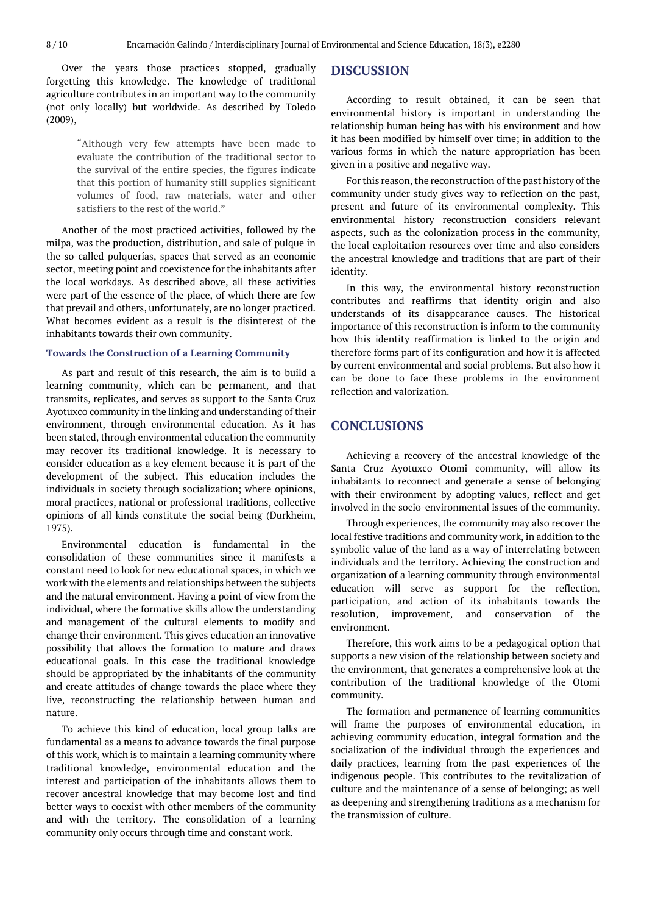Over the years those practices stopped, gradually forgetting this knowledge. The knowledge of traditional agriculture contributes in an important way to the community (not only locally) but worldwide. As described by Toledo (2009),

> "Although very few attempts have been made to evaluate the contribution of the traditional sector to the survival of the entire species, the figures indicate that this portion of humanity still supplies significant volumes of food, raw materials, water and other satisfiers to the rest of the world."

Another of the most practiced activities, followed by the milpa, was the production, distribution, and sale of pulque in the so-called pulquerías, spaces that served as an economic sector, meeting point and coexistence for the inhabitants after the local workdays. As described above, all these activities were part of the essence of the place, of which there are few that prevail and others, unfortunately, are no longer practiced. What becomes evident as a result is the disinterest of the inhabitants towards their own community.

### Towards the Construction of a Learning Community

As part and result of this research, the aim is to build a learning community, which can be permanent, and that transmits, replicates, and serves as support to the Santa Cruz Ayotuxco community in the linking and understanding of their environment, through environmental education. As it has been stated, through environmental education the community may recover its traditional knowledge. It is necessary to consider education as a key element because it is part of the development of the subject. This education includes the individuals in society through socialization; where opinions, moral practices, national or professional traditions, collective opinions of all kinds constitute the social being (Durkheim, 1975).

Environmental education is fundamental in the consolidation of these communities since it manifests a constant need to look for new educational spaces, in which we work with the elements and relationships between the subjects and the natural environment. Having a point of view from the individual, where the formative skills allow the understanding and management of the cultural elements to modify and change their environment. This gives education an innovative possibility that allows the formation to mature and draws educational goals. In this case the traditional knowledge should be appropriated by the inhabitants of the community and create attitudes of change towards the place where they live, reconstructing the relationship between human and nature.

To achieve this kind of education, local group talks are fundamental as a means to advance towards the final purpose of this work, which is to maintain a learning community where traditional knowledge, environmental education and the interest and participation of the inhabitants allows them to recover ancestral knowledge that may become lost and find better ways to coexist with other members of the community and with the territory. The consolidation of a learning community only occurs through time and constant work.

## DISCUSSION

According to result obtained, it can be seen that environmental history is important in understanding the relationship human being has with his environment and how it has been modified by himself over time; in addition to the various forms in which the nature appropriation has been given in a positive and negative way.

For this reason, the reconstruction of the past history of the community under study gives way to reflection on the past, present and future of its environmental complexity. This environmental history reconstruction considers relevant aspects, such as the colonization process in the community, the local exploitation resources over time and also considers the ancestral knowledge and traditions that are part of their identity.

In this way, the environmental history reconstruction contributes and reaffirms that identity origin and also understands of its disappearance causes. The historical importance of this reconstruction is inform to the community how this identity reaffirmation is linked to the origin and therefore forms part of its configuration and how it is affected by current environmental and social problems. But also how it can be done to face these problems in the environment reflection and valorization.

## CONCLUSIONS

Achieving a recovery of the ancestral knowledge of the Santa Cruz Ayotuxco Otomi community, will allow its inhabitants to reconnect and generate a sense of belonging with their environment by adopting values, reflect and get involved in the socio-environmental issues of the community.

Through experiences, the community may also recover the local festive traditions and community work, in addition to the symbolic value of the land as a way of interrelating between individuals and the territory. Achieving the construction and organization of a learning community through environmental education will serve as support for the reflection, participation, and action of its inhabitants towards the resolution, improvement, and conservation of the environment.

Therefore, this work aims to be a pedagogical option that supports a new vision of the relationship between society and the environment, that generates a comprehensive look at the contribution of the traditional knowledge of the Otomi community.

The formation and permanence of learning communities will frame the purposes of environmental education, in achieving community education, integral formation and the socialization of the individual through the experiences and daily practices, learning from the past experiences of the indigenous people. This contributes to the revitalization of culture and the maintenance of a sense of belonging; as well as deepening and strengthening traditions as a mechanism for the transmission of culture.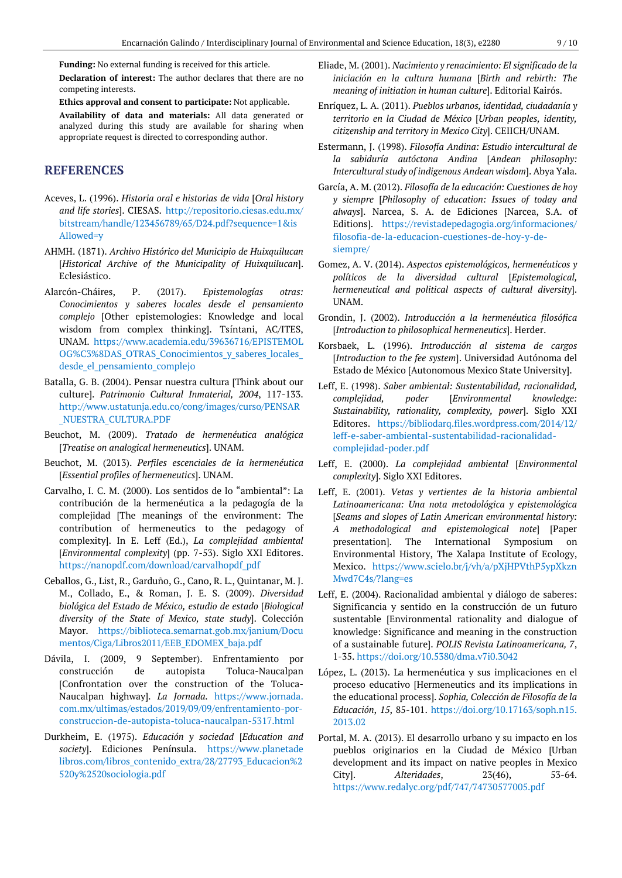**Funding:** No external funding is received for this article.

**Declaration of interest:** The author declares that there are no competing interests.

**Ethics approval and consent to participate:** Not applicable.

**Availability of data and materials:** All data generated or analyzed during this study are available for sharing when appropriate request is directed to corresponding author.

## REFERENCES

Aceves, L. (1996). *Historia oral e historias de vida* [*Oral history and life stories*]. CIESAS. http://repositorio.ciesas.edu.mx/bitstream/handle/123456789/65/D24.pdf?sequence=1&isAllowed=y

AHMH. (1871). *Archivo Histórico del Municipio de Huixquilucan* [*Historical Archive of the Municipality of Huixquilucan*]. Eclesiástico.

Alarcón-Cháires, P. (2017). *Epistemologías otras: Conocimientos y saberes locales desde el pensamiento complejo* [Other epistemologies: Knowledge and local wisdom from complex thinking]. Tsíntani, AC/ITES, UNAM. https://www.academia.edu/39636716/EPISTEMOLOG%C3%8DAS_OTRAS_Conocimientos_y_saberes_locales_desde_el_pensamiento_complejo

Batalla, G. B. (2004). Pensar nuestra cultura [Think about our culture]. *Patrimonio Cultural Inmaterial, 2004*, 117-133. http://www.ustatunja.edu.co/cong/images/curso/PENSAR_NUESTRA_CULTURA.PDF

Beuchot, M. (2009). *Tratado de hermenéutica analógica* [*Treatise on analogical hermeneutics*]. UNAM.

Beuchot, M. (2013). *Perfiles esenciales de la hermenéutica* [*Essential profiles of hermeneutics*]. UNAM.

Carvalho, I. C. M. (2000). Los sentidos de lo "ambiental": La contribución de la hermenéutica a la pedagogía de la complejidad [The meanings of the environment: The contribution of hermeneutics to the pedagogy of complexity]. In E. Leff (Ed.), *La complejidad ambiental* [*Environmental complexity*] (pp. 7-53). Siglo XXI Editores. https://nanopdf.com/download/carvalhopdf_pdf

Ceballos, G., List, R., Garduño, G., Cano, R. L., Quintanar, M. J. M., Collado, E., & Roman, J. E. S. (2009). *Diversidad biológica del Estado de México, estudio de estado* [*Biological diversity of the State of Mexico, state study*]. Colección Mayor. https://biblioteca.semarnat.gob.mx/janium/Documentos/Ciga/Libros2011/EEB_EDOMEX_baja.pdf

Dávila, I. (2009, 9 September). Enfrentamiento por construcción de autopista Toluca-Naucalpan [Confrontation over the construction of the Toluca-Naucalpan highway]. *La Jornada.* https://www.jornada.com.mx/ultimas/estados/2019/09/09/enfrentamiento-por-construccion-de-autopista-toluca-naucalpan-5317.html

Durkheim, E. (1975). *Educación y sociedad* [*Education and society*]. Ediciones Península. https://www.planetadelibros.com/libros_contenido_extra/28/27793_Educacion%2520y%2520sociologia.pdf

Eliade, M. (2001). *Nacimiento y renacimiento: El significado de la iniciación en la cultura humana* [*Birth and rebirth: The meaning of initiation in human culture*]. Editorial Kairós.

Enríquez, L. A. (2011). *Pueblos urbanos, identidad, ciudadanía y territorio en la Ciudad de México* [*Urban peoples, identity, citizenship and territory in Mexico City*]. CEIICH/UNAM.

Estermann, J. (1998). *Filosofía Andina: Estudio intercultural de la sabiduría autóctona Andina* [*Andean philosophy: Intercultural study of indigenous Andean wisdom*]. Abya Yala.

García, A. M. (2012). *Filosofía de la educación: Cuestiones de hoy y siempre* [*Philosophy of education: Issues of today and always*]. Narcea, S. A. de Ediciones [Narcea, S.A. of Editions]. https://revistadepedagogia.org/informaciones/filosofia-de-la-educacion-cuestiones-de-hoy-y-de-siempre/

Gomez, A. V. (2014). *Aspectos epistemológicos, hermenéuticos y políticos de la diversidad cultural* [*Epistemological, hermeneutical and political aspects of cultural diversity*]. UNAM.

Grondin, J. (2002). *Introducción a la hermenéutica filosófica* [*Introduction to philosophical hermeneutics*]. Herder.

Korsbaek, L. (1996). *Introducción al sistema de cargos* [*Introduction to the fee system*]. Universidad Autónoma del Estado de México [Autonomous Mexico State University].

Leff, E. (1998). *Saber ambiental: Sustentabilidad, racionalidad, complejidad, poder* [*Environmental knowledge: Sustainability, rationality, complexity, power*]. Siglo XXI Editores. https://bibliodarq.files.wordpress.com/2014/12/leff-e-saber-ambiental-sustentabilidad-racionalidad-complejidad-poder.pdf

Leff, E. (2000). *La complejidad ambiental* [*Environmental complexity*]. Siglo XXI Editores.

Leff, E. (2001). *Vetas y vertientes de la historia ambiental Latinoamericana: Una nota metodológica y epistemológica* [*Seams and slopes of Latin American environmental history: A methodological and epistemological note*] [Paper presentation]. The International Symposium on Environmental History, The Xalapa Institute of Ecology, Mexico. https://www.scielo.br/j/vh/a/pXjHPVthP5ypXkznMwd7C4s/?lang=es

Leff, E. (2004). Racionalidad ambiental y diálogo de saberes: Significancia y sentido en la construcción de un futuro sustentable [Environmental rationality and dialogue of knowledge: Significance and meaning in the construction of a sustainable future]. *POLIS Revista Latinoamericana, 7*, 1-35. https://doi.org/10.5380/dma.v7i0.3042

López, L. (2013). La hermenéutica y sus implicaciones en el proceso educativo [Hermeneutics and its implications in the educational process]. *Sophia, Colección de Filosofía de la Educación*, *15*, 85-101. https://doi.org/10.17163/soph.n15.2013.02

Portal, M. A. (2013). El desarrollo urbano y su impacto en los pueblos originarios en la Ciudad de México [Urban development and its impact on native peoples in Mexico City]. *Alteridades*, 23(46), 53-64. https://www.redalyc.org/pdf/747/74730577005.pdf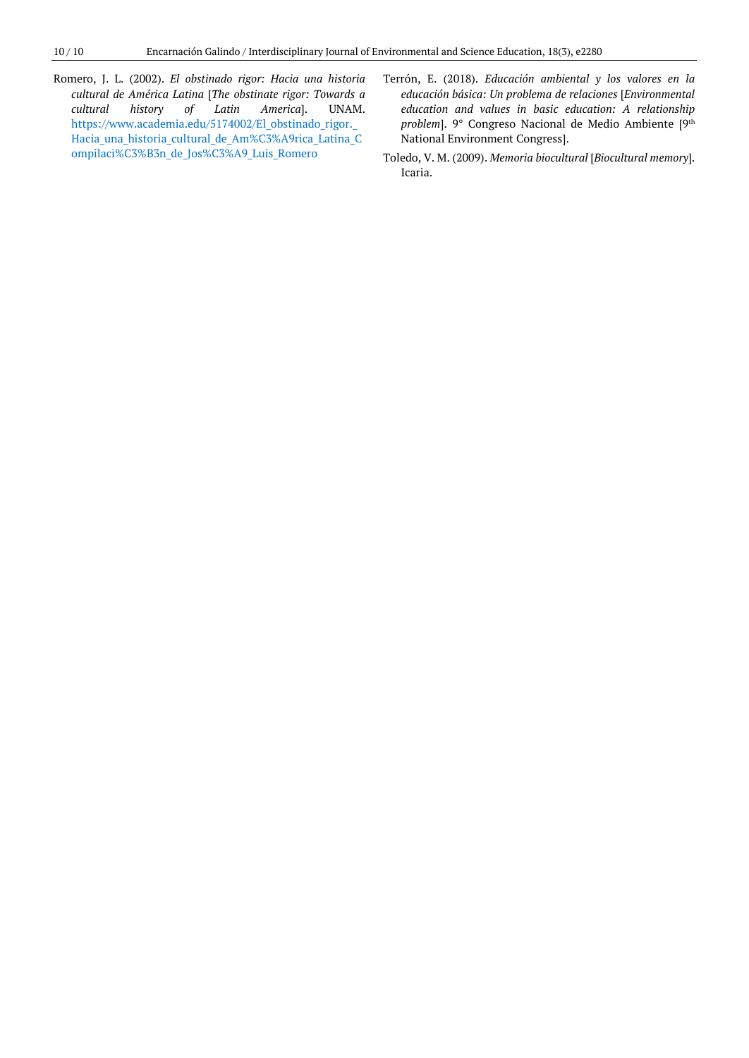Romero, J. L. (2002). *El obstinado rigor: Hacia una historia cultural de América Latina* [*The obstinate rigor: Towards a cultural history of Latin America*]. UNAM. https://www.academia.edu/5174002/El_obstinado_rigor._Hacia_una_historia_cultural_de_Am%C3%A9rica_Latina_Compilaci%C3%B3n_de_Jos%C3%A9_Luis_Romero

Terrón, E. (2018). *Educación ambiental y los valores en la educación básica: Un problema de relaciones* [*Environmental education and values in basic education: A relationship problem*]. 9° Congreso Nacional de Medio Ambiente [9th National Environment Congress].

Toledo, V. M. (2009). *Memoria biocultural* [*Biocultural memory*]. Icaria.